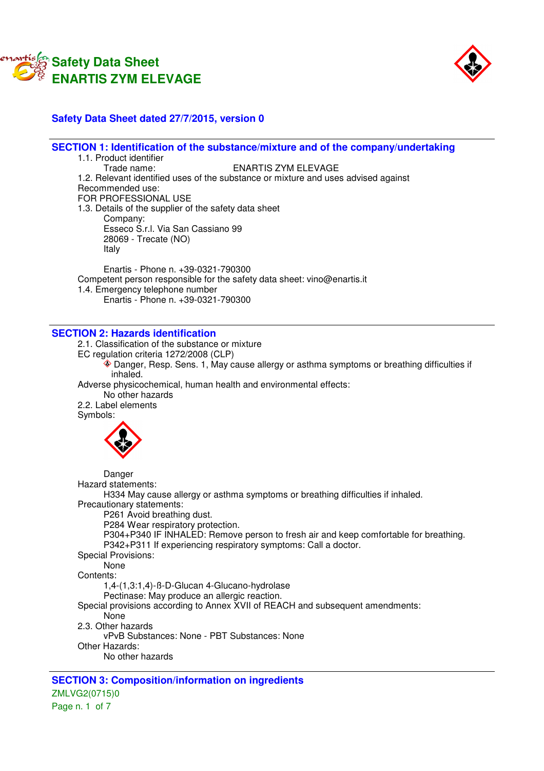# Safety Data Sheet
# ENARTIS ZYM ELEVAGE

**Safety Data Sheet dated 27/7/2015, version 0**

## SECTION 1: Identification of the substance/mixture and of the company/undertaking

1.1. Product identifier

Trade name: ENARTIS ZYM ELEVAGE

1.2. Relevant identified uses of the substance or mixture and uses advised against

Recommended use:

FOR PROFESSIONAL USE

1.3. Details of the supplier of the safety data sheet

Company:

Esseco S.r.l. Via San Cassiano 99

28069 - Trecate (NO)

Italy

Enartis - Phone n. +39-0321-790300

Competent person responsible for the safety data sheet: vino@enartis.it

1.4. Emergency telephone number

Enartis - Phone n. +39-0321-790300

## SECTION 2: Hazards identification

2.1. Classification of the substance or mixture

EC regulation criteria 1272/2008 (CLP)

Danger, Resp. Sens. 1, May cause allergy or asthma symptoms or breathing difficulties if inhaled.

Adverse physicochemical, human health and environmental effects:

No other hazards

2.2. Label elements

Symbols:

Danger

Hazard statements:

H334 May cause allergy or asthma symptoms or breathing difficulties if inhaled.

Precautionary statements:

P261 Avoid breathing dust.

P284 Wear respiratory protection.

P304+P340 IF INHALED: Remove person to fresh air and keep comfortable for breathing.

P342+P311 If experiencing respiratory symptoms: Call a doctor.

Special Provisions:

None

Contents:

1,4-(1,3:1,4)-ß-D-Glucan 4-Glucano-hydrolase

Pectinase: May produce an allergic reaction.

Special provisions according to Annex XVII of REACH and subsequent amendments:

None

2.3. Other hazards

vPvB Substances: None - PBT Substances: None

Other Hazards:

No other hazards

## SECTION 3: Composition/information on ingredients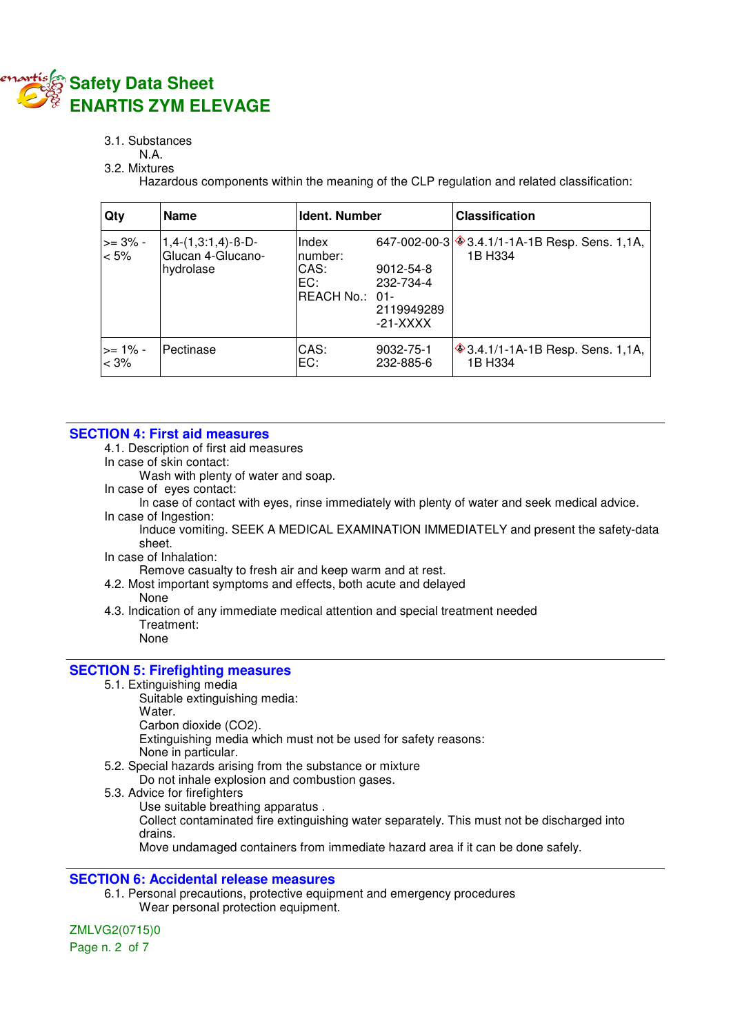3.1. Substances

N.A.

3.2. Mixtures

Hazardous components within the meaning of the CLP regulation and related classification:

| Qty | Name | Ident. Number | Classification |
|---|---|---|---|
| >= 3% - < 5% | 1,4-(1,3:1,4)-ß-D-Glucan 4-Glucano-hydrolase | Index number: 647-002-00-3<br>CAS: 9012-54-8<br>EC: 232-734-4<br>REACH No.: 01-2119949289-21-XXXX | 3.4.1/1-1A-1B Resp. Sens. 1,1A, 1B H334 |
| >= 1% - < 3% | Pectinase | CAS: 9032-75-1<br>EC: 232-885-6 | 3.4.1/1-1A-1B Resp. Sens. 1,1A, 1B H334 |

## SECTION 4: First aid measures

4.1. Description of first aid measures

In case of skin contact:

Wash with plenty of water and soap.

In case of eyes contact:

In case of contact with eyes, rinse immediately with plenty of water and seek medical advice.

In case of Ingestion:

Induce vomiting. SEEK A MEDICAL EXAMINATION IMMEDIATELY and present the safety-data sheet.

In case of Inhalation:

Remove casualty to fresh air and keep warm and at rest.

4.2. Most important symptoms and effects, both acute and delayed

None

4.3. Indication of any immediate medical attention and special treatment needed

Treatment:

None

## SECTION 5: Firefighting measures

5.1. Extinguishing media

Suitable extinguishing media:

Water.

Carbon dioxide ($CO_2$).

Extinguishing media which must not be used for safety reasons:

None in particular.

5.2. Special hazards arising from the substance or mixture

Do not inhale explosion and combustion gases.

5.3. Advice for firefighters

Use suitable breathing apparatus .

Collect contaminated fire extinguishing water separately. This must not be discharged into drains.

Move undamaged containers from immediate hazard area if it can be done safely.

## SECTION 6: Accidental release measures

6.1. Personal precautions, protective equipment and emergency procedures

Wear personal protection equipment.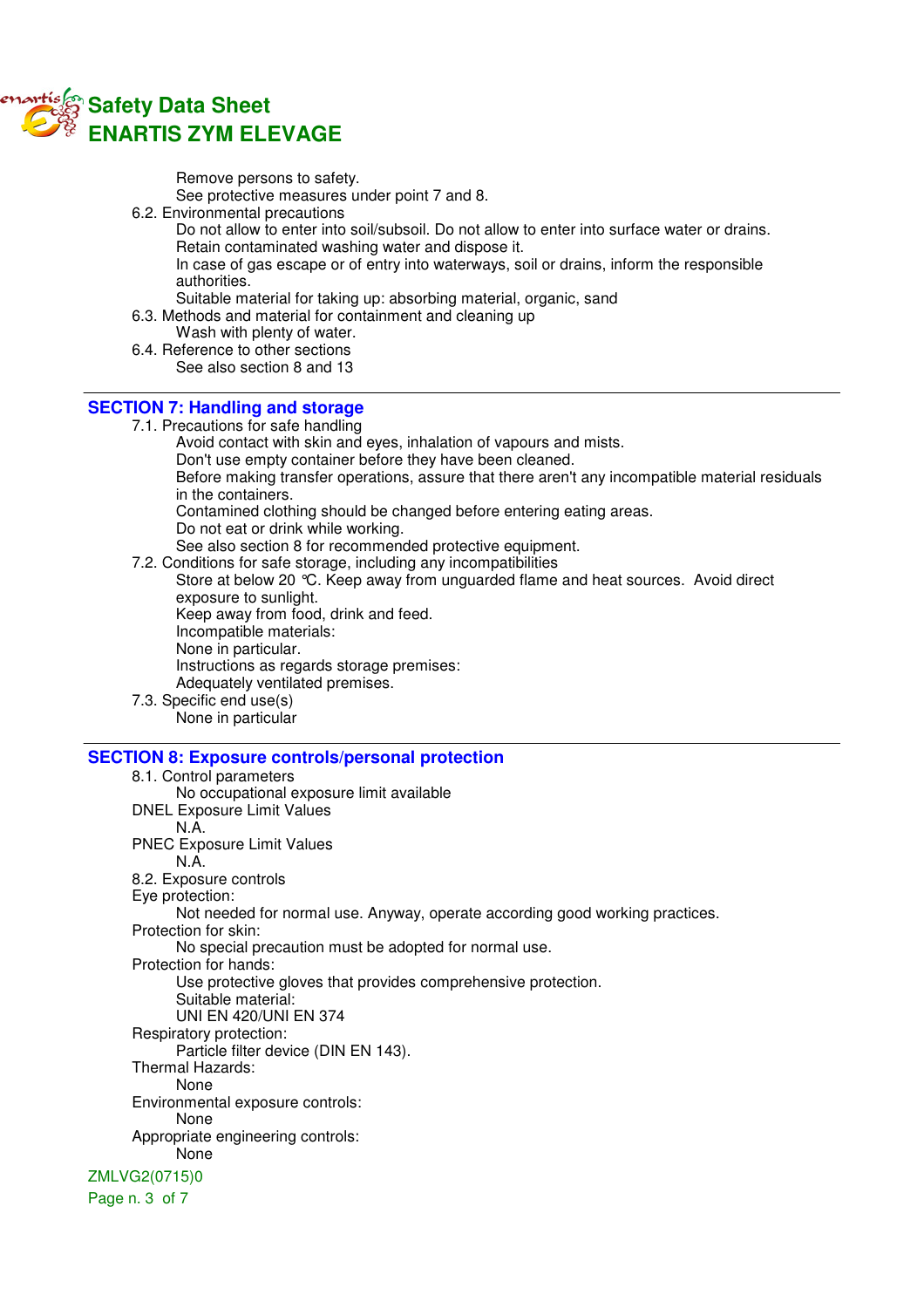Remove persons to safety.
See protective measures under point 7 and 8.

6.2. Environmental precautions

Do not allow to enter into soil/subsoil. Do not allow to enter into surface water or drains.
Retain contaminated washing water and dispose it.
In case of gas escape or of entry into waterways, soil or drains, inform the responsible authorities.
Suitable material for taking up: absorbing material, organic, sand

6.3. Methods and material for containment and cleaning up

Wash with plenty of water.

6.4. Reference to other sections

See also section 8 and 13

## SECTION 7: Handling and storage

7.1. Precautions for safe handling

Avoid contact with skin and eyes, inhalation of vapours and mists.
Don't use empty container before they have been cleaned.
Before making transfer operations, assure that there aren't any incompatible material residuals in the containers.
Contamined clothing should be changed before entering eating areas.
Do not eat or drink while working.
See also section 8 for recommended protective equipment.

7.2. Conditions for safe storage, including any incompatibilities

Store at below 20 °C. Keep away from unguarded flame and heat sources. Avoid direct exposure to sunlight.
Keep away from food, drink and feed.
Incompatible materials:
None in particular.
Instructions as regards storage premises:
Adequately ventilated premises.

7.3. Specific end use(s)

None in particular

## SECTION 8: Exposure controls/personal protection

8.1. Control parameters

No occupational exposure limit available

DNEL Exposure Limit Values

N.A.

PNEC Exposure Limit Values

N.A.

8.2. Exposure controls

Eye protection:

Not needed for normal use. Anyway, operate according good working practices.

Protection for skin:

No special precaution must be adopted for normal use.

Protection for hands:

Use protective gloves that provides comprehensive protection.
Suitable material:
UNI EN 420/UNI EN 374

Respiratory protection:

Particle filter device (DIN EN 143).

Thermal Hazards:

None

Environmental exposure controls:

None

Appropriate engineering controls:

None

ZMLVG2(0715)0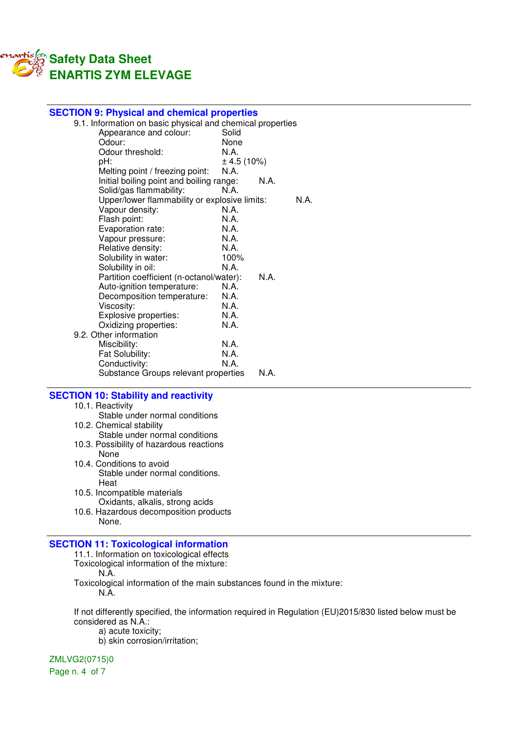## SECTION 9: Physical and chemical properties

9.1. Information on basic physical and chemical properties

Appearance and colour: Solid
Odour: None
Odour threshold: N.A.
pH: ± 4.5 (10%)
Melting point / freezing point: N.A.
Initial boiling point and boiling range: N.A.
Solid/gas flammability: N.A.
Upper/lower flammability or explosive limits: N.A.
Vapour density: N.A.
Flash point: N.A.
Evaporation rate: N.A.
Vapour pressure: N.A.
Relative density: N.A.
Solubility in water: 100%
Solubility in oil: N.A.
Partition coefficient (n-octanol/water): N.A.
Auto-ignition temperature: N.A.
Decomposition temperature: N.A.
Viscosity: N.A.
Explosive properties: N.A.
Oxidizing properties: N.A.

9.2. Other information

Miscibility: N.A.
Fat Solubility: N.A.
Conductivity: N.A.
Substance Groups relevant properties N.A.

## SECTION 10: Stability and reactivity

10.1. Reactivity
Stable under normal conditions

10.2. Chemical stability
Stable under normal conditions

10.3. Possibility of hazardous reactions
None

10.4. Conditions to avoid
Stable under normal conditions.
Heat

10.5. Incompatible materials
Oxidants, alkalis, strong acids

10.6. Hazardous decomposition products
None.

## SECTION 11: Toxicological information

11.1. Information on toxicological effects

Toxicological information of the mixture:
N.A.

Toxicological information of the main substances found in the mixture:
N.A.

If not differently specified, the information required in Regulation (EU)2015/830 listed below must be considered as N.A.:

a) acute toxicity;
b) skin corrosion/irritation;

ZMLVG2(0715)0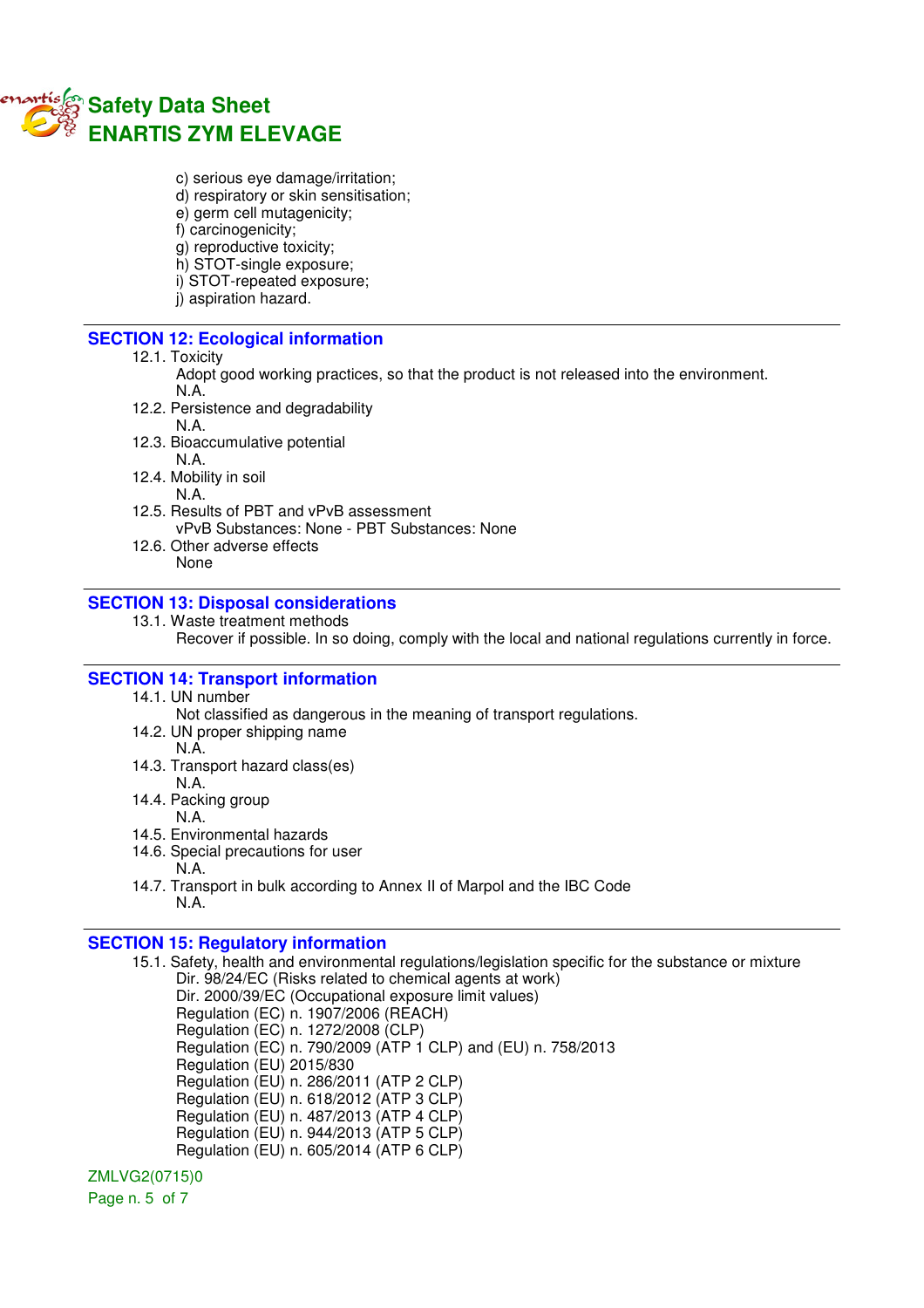c) serious eye damage/irritation;
d) respiratory or skin sensitisation;
e) germ cell mutagenicity;
f) carcinogenicity;
g) reproductive toxicity;
h) STOT-single exposure;
i) STOT-repeated exposure;
j) aspiration hazard.

## SECTION 12: Ecological information

12.1. Toxicity

Adopt good working practices, so that the product is not released into the environment.
N.A.

12.2. Persistence and degradability

N.A.

12.3. Bioaccumulative potential

N.A.

12.4. Mobility in soil

N.A.

12.5. Results of PBT and vPvB assessment

vPvB Substances: None - PBT Substances: None

12.6. Other adverse effects

None

## SECTION 13: Disposal considerations

13.1. Waste treatment methods

Recover if possible. In so doing, comply with the local and national regulations currently in force.

## SECTION 14: Transport information

14.1. UN number

Not classified as dangerous in the meaning of transport regulations.

14.2. UN proper shipping name

N.A.

14.3. Transport hazard class(es)

N.A.

14.4. Packing group

N.A.

14.5. Environmental hazards

14.6. Special precautions for user

N.A.

14.7. Transport in bulk according to Annex II of Marpol and the IBC Code

N.A.

## SECTION 15: Regulatory information

15.1. Safety, health and environmental regulations/legislation specific for the substance or mixture

Dir. 98/24/EC (Risks related to chemical agents at work)
Dir. 2000/39/EC (Occupational exposure limit values)
Regulation (EC) n. 1907/2006 (REACH)
Regulation (EC) n. 1272/2008 (CLP)
Regulation (EC) n. 790/2009 (ATP 1 CLP) and (EU) n. 758/2013
Regulation (EU) 2015/830
Regulation (EU) n. 286/2011 (ATP 2 CLP)
Regulation (EU) n. 618/2012 (ATP 3 CLP)
Regulation (EU) n. 487/2013 (ATP 4 CLP)
Regulation (EU) n. 944/2013 (ATP 5 CLP)
Regulation (EU) n. 605/2014 (ATP 6 CLP)

ZMLVG2(0715)0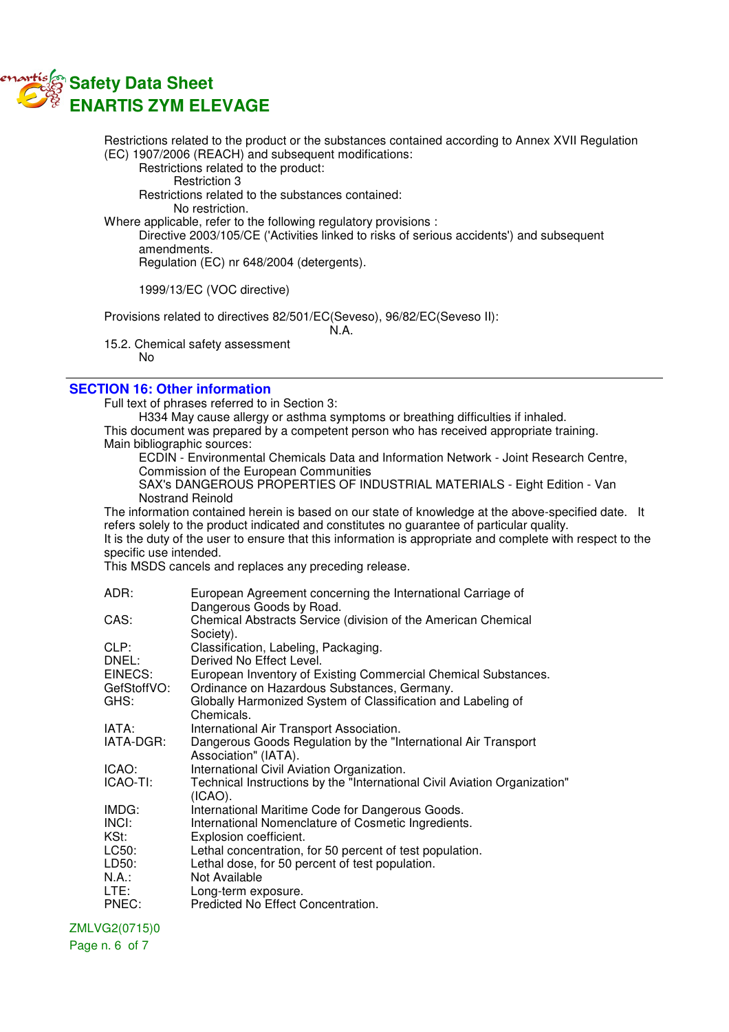Restrictions related to the product or the substances contained according to Annex XVII Regulation (EC) 1907/2006 (REACH) and subsequent modifications:

Restrictions related to the product:

Restriction 3

Restrictions related to the substances contained:

No restriction.

Where applicable, refer to the following regulatory provisions :

Directive 2003/105/CE ('Activities linked to risks of serious accidents') and subsequent amendments.

Regulation (EC) nr 648/2004 (detergents).

1999/13/EC (VOC directive)

Provisions related to directives 82/501/EC(Seveso), 96/82/EC(Seveso II):

N.A.

15.2. Chemical safety assessment

No

## SECTION 16: Other information

Full text of phrases referred to in Section 3:

H334 May cause allergy or asthma symptoms or breathing difficulties if inhaled.

This document was prepared by a competent person who has received appropriate training.

Main bibliographic sources:

ECDIN - Environmental Chemicals Data and Information Network - Joint Research Centre, Commission of the European Communities

SAX's DANGEROUS PROPERTIES OF INDUSTRIAL MATERIALS - Eight Edition - Van Nostrand Reinold

The information contained herein is based on our state of knowledge at the above-specified date. It refers solely to the product indicated and constitutes no guarantee of particular quality.

It is the duty of the user to ensure that this information is appropriate and complete with respect to the specific use intended.

This MSDS cancels and replaces any preceding release.

| | |
|---|---|
| ADR: | European Agreement concerning the International Carriage of Dangerous Goods by Road. |
| CAS: | Chemical Abstracts Service (division of the American Chemical Society). |
| CLP: | Classification, Labeling, Packaging. |
| DNEL: | Derived No Effect Level. |
| EINECS: | European Inventory of Existing Commercial Chemical Substances. |
| GefStoffVO: | Ordinance on Hazardous Substances, Germany. |
| GHS: | Globally Harmonized System of Classification and Labeling of Chemicals. |
| IATA: | International Air Transport Association. |
| IATA-DGR: | Dangerous Goods Regulation by the "International Air Transport Association" (IATA). |
| ICAO: | International Civil Aviation Organization. |
| ICAO-TI: | Technical Instructions by the "International Civil Aviation Organization" (ICAO). |
| IMDG: | International Maritime Code for Dangerous Goods. |
| INCI: | International Nomenclature of Cosmetic Ingredients. |
| KSt: | Explosion coefficient. |
| LC50: | Lethal concentration, for 50 percent of test population. |
| LD50: | Lethal dose, for 50 percent of test population. |
| N.A.: | Not Available |
| LTE: | Long-term exposure. |
| PNEC: | Predicted No Effect Concentration. |

ZMLVG2(0715)0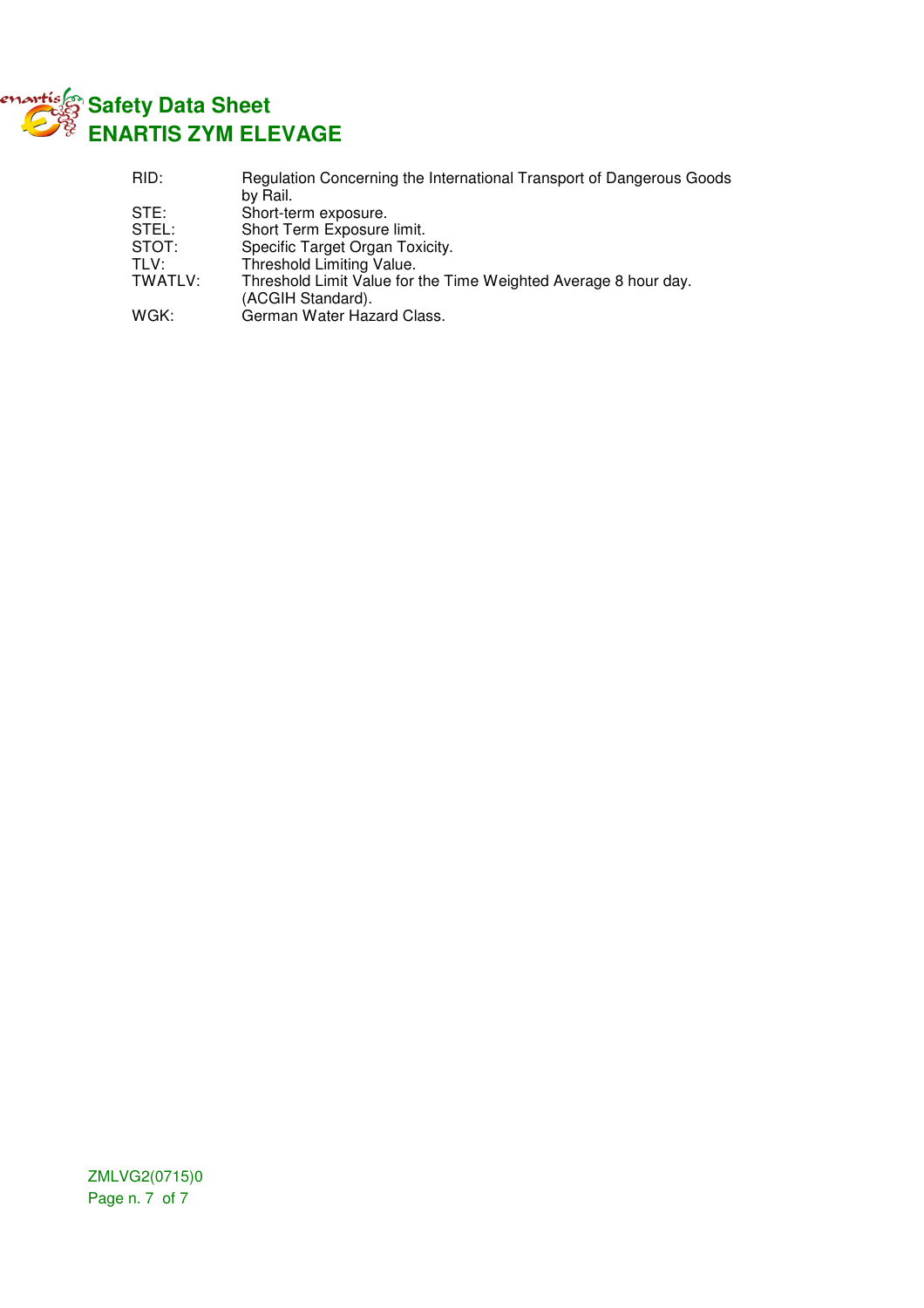| | |
|---|---|
| RID: | Regulation Concerning the International Transport of Dangerous Goods by Rail. |
| STE: | Short-term exposure. |
| STEL: | Short Term Exposure limit. |
| STOT: | Specific Target Organ Toxicity. |
| TLV: | Threshold Limiting Value. |
| TWATLV: | Threshold Limit Value for the Time Weighted Average 8 hour day. (ACGIH Standard). |
| WGK: | German Water Hazard Class. |